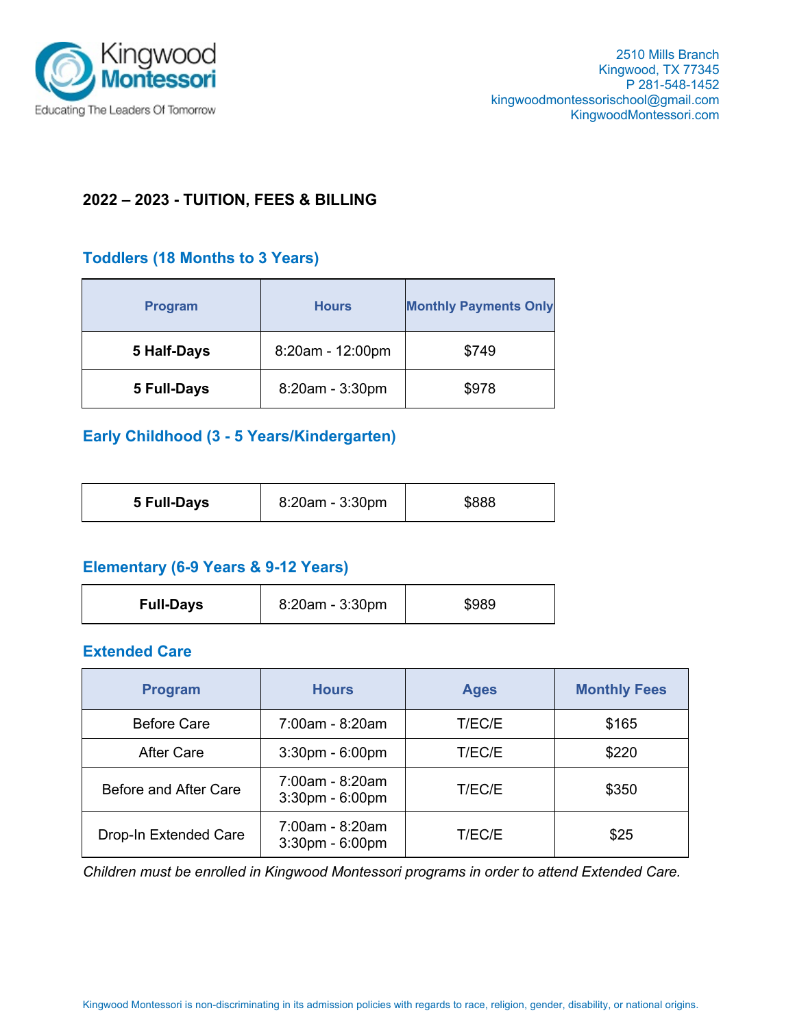Kingwood Montessori

Educating The Leaders Of Tomorrow

2510 Mills Branch
Kingwood, TX 77345
P 281-548-1452
kingwoodmontessorischool@gmail.com
KingwoodMontessori.com

## 2022 – 2023 - TUITION, FEES & BILLING

### Toddlers (18 Months to 3 Years)

| Program | Hours | Monthly Payments Only |
| --- | --- | --- |
| **5 Half-Days** | 8:20am - 12:00pm | $749 |
| **5 Full-Days** | 8:20am - 3:30pm | $978 |

### Early Childhood (3 - 5 Years/Kindergarten)

| Program | Hours | Monthly Payments Only |
| --- | --- | --- |
| **5 Full-Days** | 8:20am - 3:30pm | $888 |

### Elementary (6-9 Years & 9-12 Years)

| Program | Hours | Monthly Payments Only |
| --- | --- | --- |
| **Full-Days** | 8:20am - 3:30pm | $989 |

### Extended Care

| Program | Hours | Ages | Monthly Fees |
| --- | --- | --- | --- |
| Before Care | 7:00am - 8:20am | T/EC/E | $165 |
| After Care | 3:30pm - 6:00pm | T/EC/E | $220 |
| Before and After Care | 7:00am - 8:20am<br>3:30pm - 6:00pm | T/EC/E | $350 |
| Drop-In Extended Care | 7:00am - 8:20am<br>3:30pm - 6:00pm | T/EC/E | $25 |

*Children must be enrolled in Kingwood Montessori programs in order to attend Extended Care.*

Kingwood Montessori is non-discriminating in its admission policies with regards to race, religion, gender, disability, or national origins.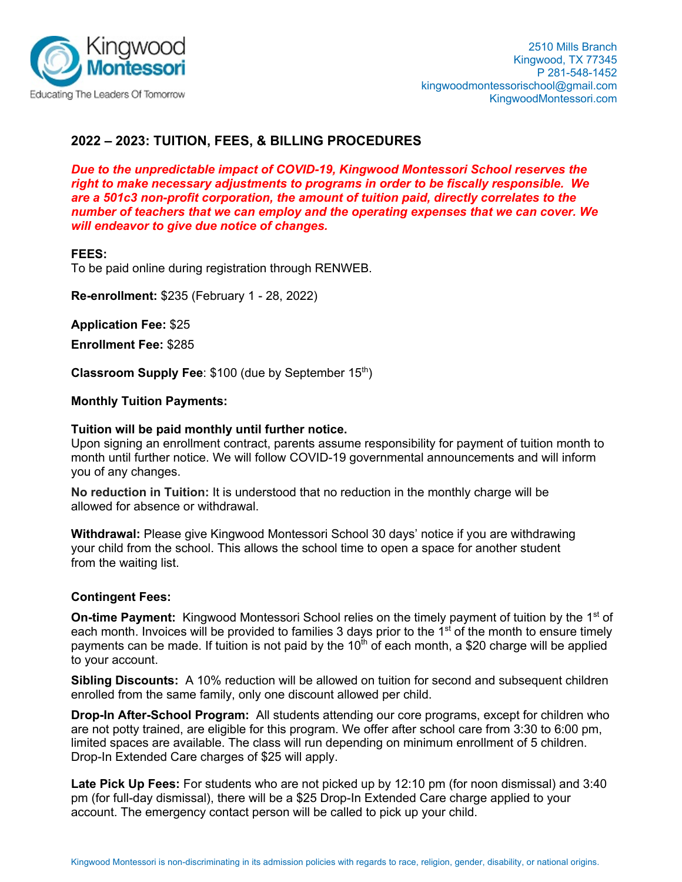Kingwood Montessori

Educating The Leaders Of Tomorrow

2510 Mills Branch
Kingwood, TX 77345
P 281-548-1452
kingwoodmontessorischool@gmail.com
KingwoodMontessori.com

## 2022 – 2023: TUITION, FEES, & BILLING PROCEDURES

***Due to the unpredictable impact of COVID-19, Kingwood Montessori School reserves the right to make necessary adjustments to programs in order to be fiscally responsible. We are a 501c3 non-profit corporation, the amount of tuition paid, directly correlates to the number of teachers that we can employ and the operating expenses that we can cover. We will endeavor to give due notice of changes.***

**FEES:**
To be paid online during registration through RENWEB.

**Re-enrollment:** $235 (February 1 - 28, 2022)

**Application Fee:** $25

**Enrollment Fee:** $285

**Classroom Supply Fee**: $100 (due by September 15th)

**Monthly Tuition Payments:**

**Tuition will be paid monthly until further notice.**
Upon signing an enrollment contract, parents assume responsibility for payment of tuition month to month until further notice. We will follow COVID-19 governmental announcements and will inform you of any changes.

**No reduction in Tuition:** It is understood that no reduction in the monthly charge will be allowed for absence or withdrawal.

**Withdrawal:** Please give Kingwood Montessori School 30 days' notice if you are withdrawing your child from the school. This allows the school time to open a space for another student from the waiting list.

**Contingent Fees:**

**On-time Payment:** Kingwood Montessori School relies on the timely payment of tuition by the 1st of each month. Invoices will be provided to families 3 days prior to the 1st of the month to ensure timely payments can be made. If tuition is not paid by the 10th of each month, a $20 charge will be applied to your account.

**Sibling Discounts:** A 10% reduction will be allowed on tuition for second and subsequent children enrolled from the same family, only one discount allowed per child.

**Drop-In After-School Program:** All students attending our core programs, except for children who are not potty trained, are eligible for this program. We offer after school care from 3:30 to 6:00 pm, limited spaces are available. The class will run depending on minimum enrollment of 5 children. Drop-In Extended Care charges of $25 will apply.

**Late Pick Up Fees:** For students who are not picked up by 12:10 pm (for noon dismissal) and 3:40 pm (for full-day dismissal), there will be a $25 Drop-In Extended Care charge applied to your account. The emergency contact person will be called to pick up your child.

Kingwood Montessori is non-discriminating in its admission policies with regards to race, religion, gender, disability, or national origins.